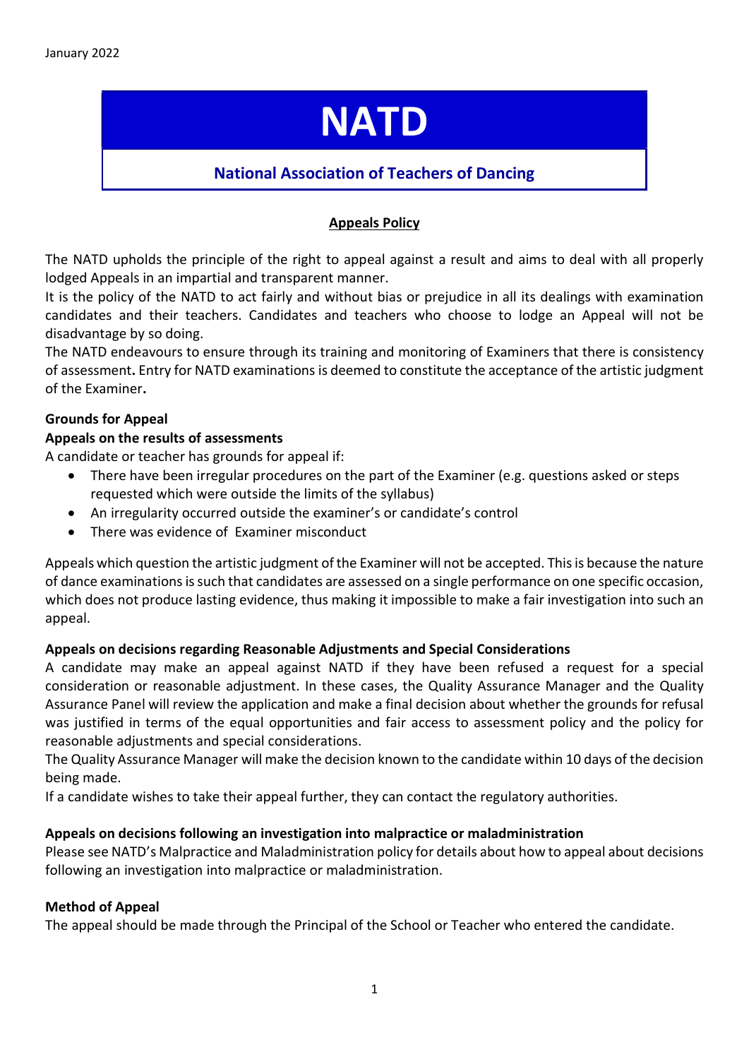January 2022

# NATD

**National Association of Teachers of Dancing**

## Appeals Policy

The NATD upholds the principle of the right to appeal against a result and aims to deal with all properly lodged Appeals in an impartial and transparent manner.
It is the policy of the NATD to act fairly and without bias or prejudice in all its dealings with examination candidates and their teachers. Candidates and teachers who choose to lodge an Appeal will not be disadvantage by so doing.
The NATD endeavours to ensure through its training and monitoring of Examiners that there is consistency of assessment**.** Entry for NATD examinations is deemed to constitute the acceptance of the artistic judgment of the Examiner**.**

### Grounds for Appeal

**Appeals on the results of assessments**

A candidate or teacher has grounds for appeal if:

- There have been irregular procedures on the part of the Examiner (e.g. questions asked or steps requested which were outside the limits of the syllabus)
- An irregularity occurred outside the examiner's or candidate's control
- There was evidence of Examiner misconduct

Appeals which question the artistic judgment of the Examiner will not be accepted. This is because the nature of dance examinations is such that candidates are assessed on a single performance on one specific occasion, which does not produce lasting evidence, thus making it impossible to make a fair investigation into such an appeal.

**Appeals on decisions regarding Reasonable Adjustments and Special Considerations**

A candidate may make an appeal against NATD if they have been refused a request for a special consideration or reasonable adjustment. In these cases, the Quality Assurance Manager and the Quality Assurance Panel will review the application and make a final decision about whether the grounds for refusal was justified in terms of the equal opportunities and fair access to assessment policy and the policy for reasonable adjustments and special considerations.
The Quality Assurance Manager will make the decision known to the candidate within 10 days of the decision being made.
If a candidate wishes to take their appeal further, they can contact the regulatory authorities.

**Appeals on decisions following an investigation into malpractice or maladministration**

Please see NATD's Malpractice and Maladministration policy for details about how to appeal about decisions following an investigation into malpractice or maladministration.

### Method of Appeal

The appeal should be made through the Principal of the School or Teacher who entered the candidate.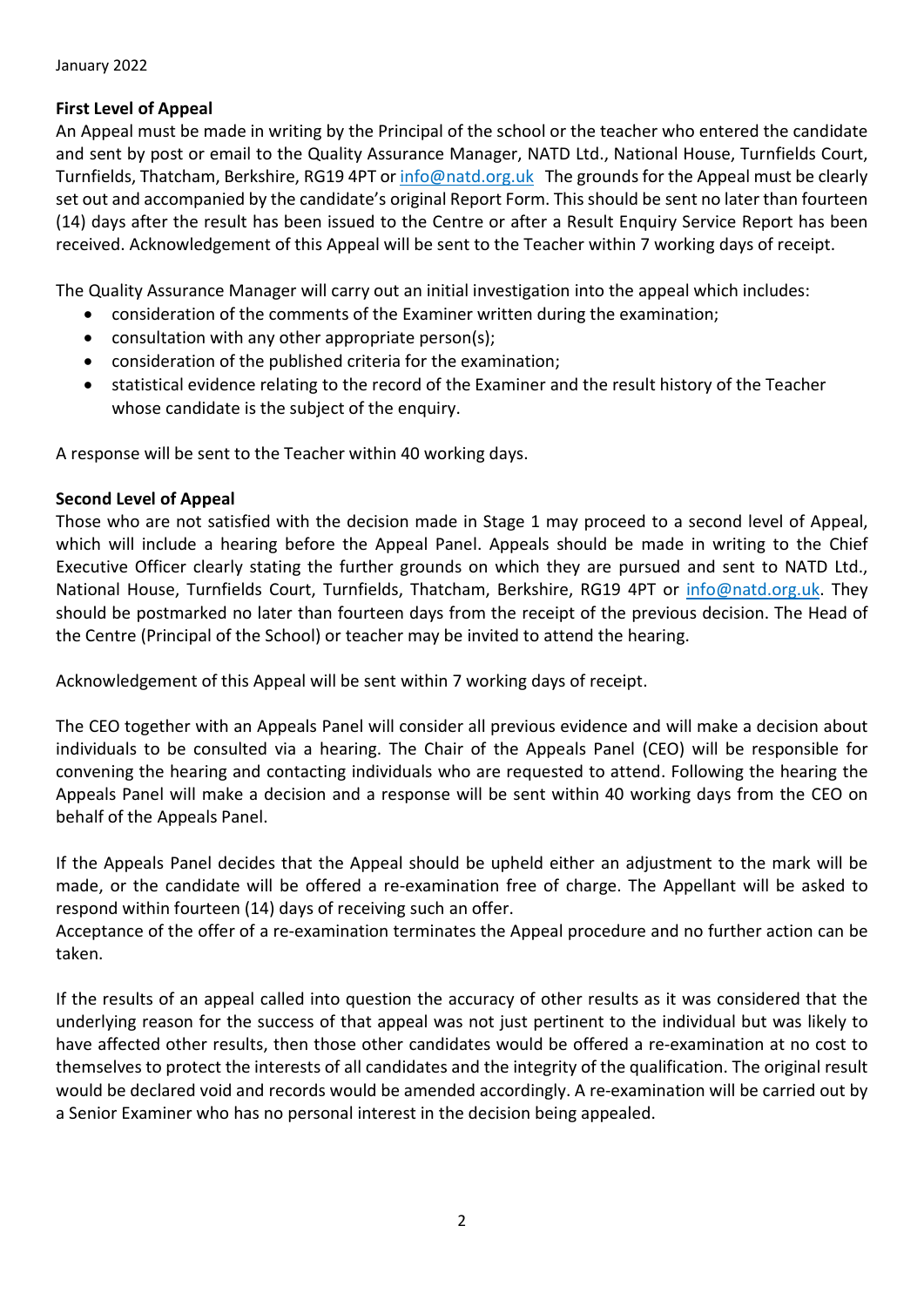January 2022

**First Level of Appeal**

An Appeal must be made in writing by the Principal of the school or the teacher who entered the candidate and sent by post or email to the Quality Assurance Manager, NATD Ltd., National House, Turnfields Court, Turnfields, Thatcham, Berkshire, RG19 4PT or info@natd.org.uk The grounds for the Appeal must be clearly set out and accompanied by the candidate's original Report Form. This should be sent no later than fourteen (14) days after the result has been issued to the Centre or after a Result Enquiry Service Report has been received. Acknowledgement of this Appeal will be sent to the Teacher within 7 working days of receipt.

The Quality Assurance Manager will carry out an initial investigation into the appeal which includes:

- consideration of the comments of the Examiner written during the examination;
- consultation with any other appropriate person(s);
- consideration of the published criteria for the examination;
- statistical evidence relating to the record of the Examiner and the result history of the Teacher whose candidate is the subject of the enquiry.

A response will be sent to the Teacher within 40 working days.

**Second Level of Appeal**

Those who are not satisfied with the decision made in Stage 1 may proceed to a second level of Appeal, which will include a hearing before the Appeal Panel. Appeals should be made in writing to the Chief Executive Officer clearly stating the further grounds on which they are pursued and sent to NATD Ltd., National House, Turnfields Court, Turnfields, Thatcham, Berkshire, RG19 4PT or info@natd.org.uk. They should be postmarked no later than fourteen days from the receipt of the previous decision. The Head of the Centre (Principal of the School) or teacher may be invited to attend the hearing.

Acknowledgement of this Appeal will be sent within 7 working days of receipt.

The CEO together with an Appeals Panel will consider all previous evidence and will make a decision about individuals to be consulted via a hearing. The Chair of the Appeals Panel (CEO) will be responsible for convening the hearing and contacting individuals who are requested to attend. Following the hearing the Appeals Panel will make a decision and a response will be sent within 40 working days from the CEO on behalf of the Appeals Panel.

If the Appeals Panel decides that the Appeal should be upheld either an adjustment to the mark will be made, or the candidate will be offered a re-examination free of charge. The Appellant will be asked to respond within fourteen (14) days of receiving such an offer.
Acceptance of the offer of a re-examination terminates the Appeal procedure and no further action can be taken.

If the results of an appeal called into question the accuracy of other results as it was considered that the underlying reason for the success of that appeal was not just pertinent to the individual but was likely to have affected other results, then those other candidates would be offered a re-examination at no cost to themselves to protect the interests of all candidates and the integrity of the qualification. The original result would be declared void and records would be amended accordingly. A re-examination will be carried out by a Senior Examiner who has no personal interest in the decision being appealed.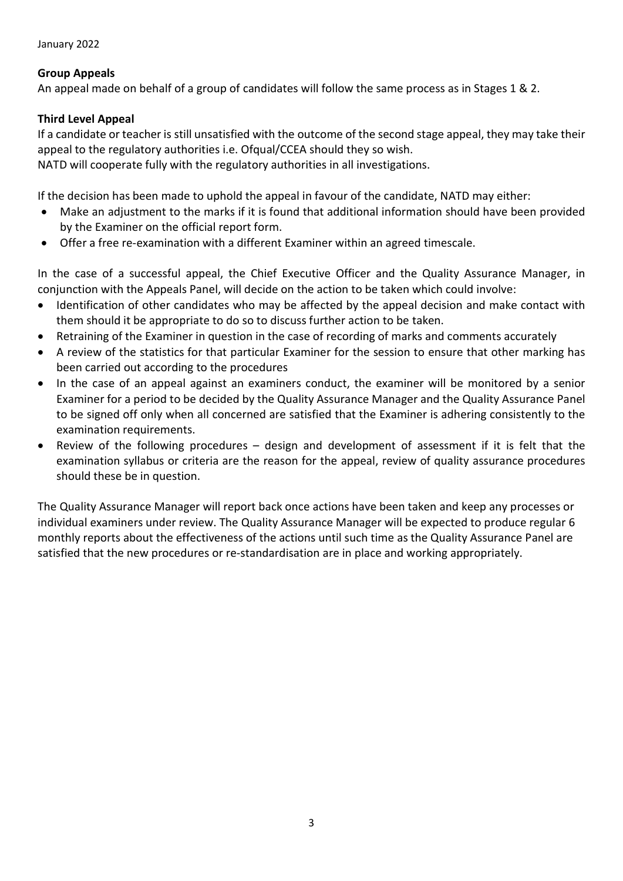**Group Appeals**

An appeal made on behalf of a group of candidates will follow the same process as in Stages 1 & 2.

**Third Level Appeal**

If a candidate or teacher is still unsatisfied with the outcome of the second stage appeal, they may take their appeal to the regulatory authorities i.e. Ofqual/CCEA should they so wish.
NATD will cooperate fully with the regulatory authorities in all investigations.

If the decision has been made to uphold the appeal in favour of the candidate, NATD may either:

- Make an adjustment to the marks if it is found that additional information should have been provided by the Examiner on the official report form.
- Offer a free re-examination with a different Examiner within an agreed timescale.

In the case of a successful appeal, the Chief Executive Officer and the Quality Assurance Manager, in conjunction with the Appeals Panel, will decide on the action to be taken which could involve:

- Identification of other candidates who may be affected by the appeal decision and make contact with them should it be appropriate to do so to discuss further action to be taken.
- Retraining of the Examiner in question in the case of recording of marks and comments accurately
- A review of the statistics for that particular Examiner for the session to ensure that other marking has been carried out according to the procedures
- In the case of an appeal against an examiners conduct, the examiner will be monitored by a senior Examiner for a period to be decided by the Quality Assurance Manager and the Quality Assurance Panel to be signed off only when all concerned are satisfied that the Examiner is adhering consistently to the examination requirements.
- Review of the following procedures – design and development of assessment if it is felt that the examination syllabus or criteria are the reason for the appeal, review of quality assurance procedures should these be in question.

The Quality Assurance Manager will report back once actions have been taken and keep any processes or individual examiners under review. The Quality Assurance Manager will be expected to produce regular 6 monthly reports about the effectiveness of the actions until such time as the Quality Assurance Panel are satisfied that the new procedures or re-standardisation are in place and working appropriately.